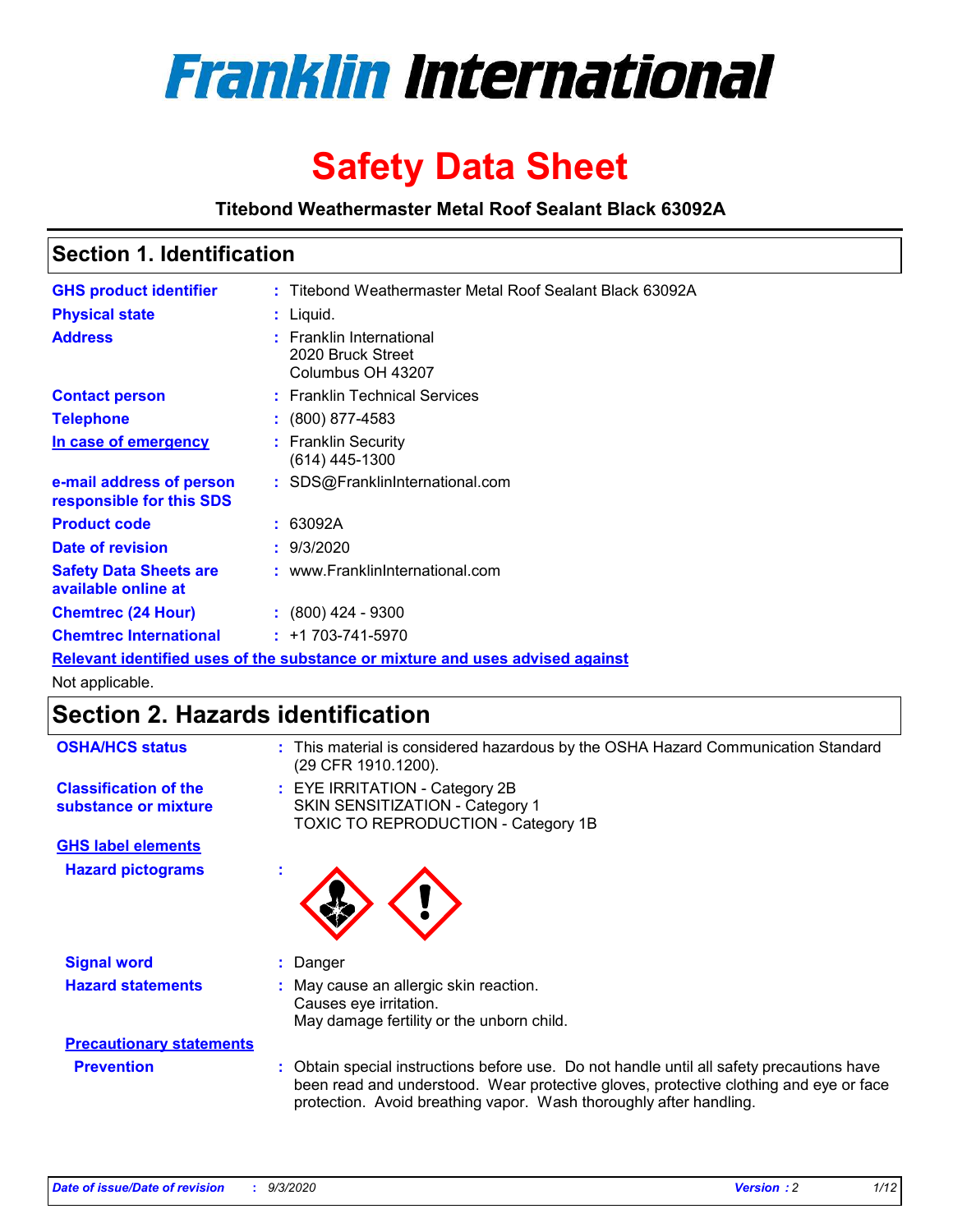# Franklin International

# Safety Data Sheet

**Titebond Weathermaster Metal Roof Sealant Black 63092A**

## Section 1. Identification

| | | |
|---|---|---|
| **GHS product identifier** | : | Titebond Weathermaster Metal Roof Sealant Black 63092A |
| **Physical state** | : | Liquid. |
| **Address** | : | Franklin International<br>2020 Bruck Street<br>Columbus OH 43207 |
| **Contact person** | : | Franklin Technical Services |
| **Telephone** | : | (800) 877-4583 |
| **In case of emergency** | : | Franklin Security<br>(614) 445-1300 |
| **e-mail address of person responsible for this SDS** | : | SDS@FranklinInternational.com |
| **Product code** | : | 63092A |
| **Date of revision** | : | 9/3/2020 |
| **Safety Data Sheets are available online at** | : | www.FranklinInternational.com |
| **Chemtrec (24 Hour)** | : | (800) 424 - 9300 |
| **Chemtrec International** | : | +1 703-741-5970 |

**Relevant identified uses of the substance or mixture and uses advised against**

Not applicable.

## Section 2. Hazards identification

| | | |
|---|---|---|
| **OSHA/HCS status** | : | This material is considered hazardous by the OSHA Hazard Communication Standard (29 CFR 1910.1200). |
| **Classification of the substance or mixture** | : | EYE IRRITATION - Category 2B<br>SKIN SENSITIZATION - Category 1<br>TOXIC TO REPRODUCTION - Category 1B |

**GHS label elements**

| | | |
|---|---|---|
| **Hazard pictograms** | : | |
| **Signal word** | : | Danger |
| **Hazard statements** | : | May cause an allergic skin reaction.<br>Causes eye irritation.<br>May damage fertility or the unborn child. |

**Precautionary statements**

| | | |
|---|---|---|
| **Prevention** | : | Obtain special instructions before use. Do not handle until all safety precautions have been read and understood. Wear protective gloves, protective clothing and eye or face protection. Avoid breathing vapor. Wash thoroughly after handling. |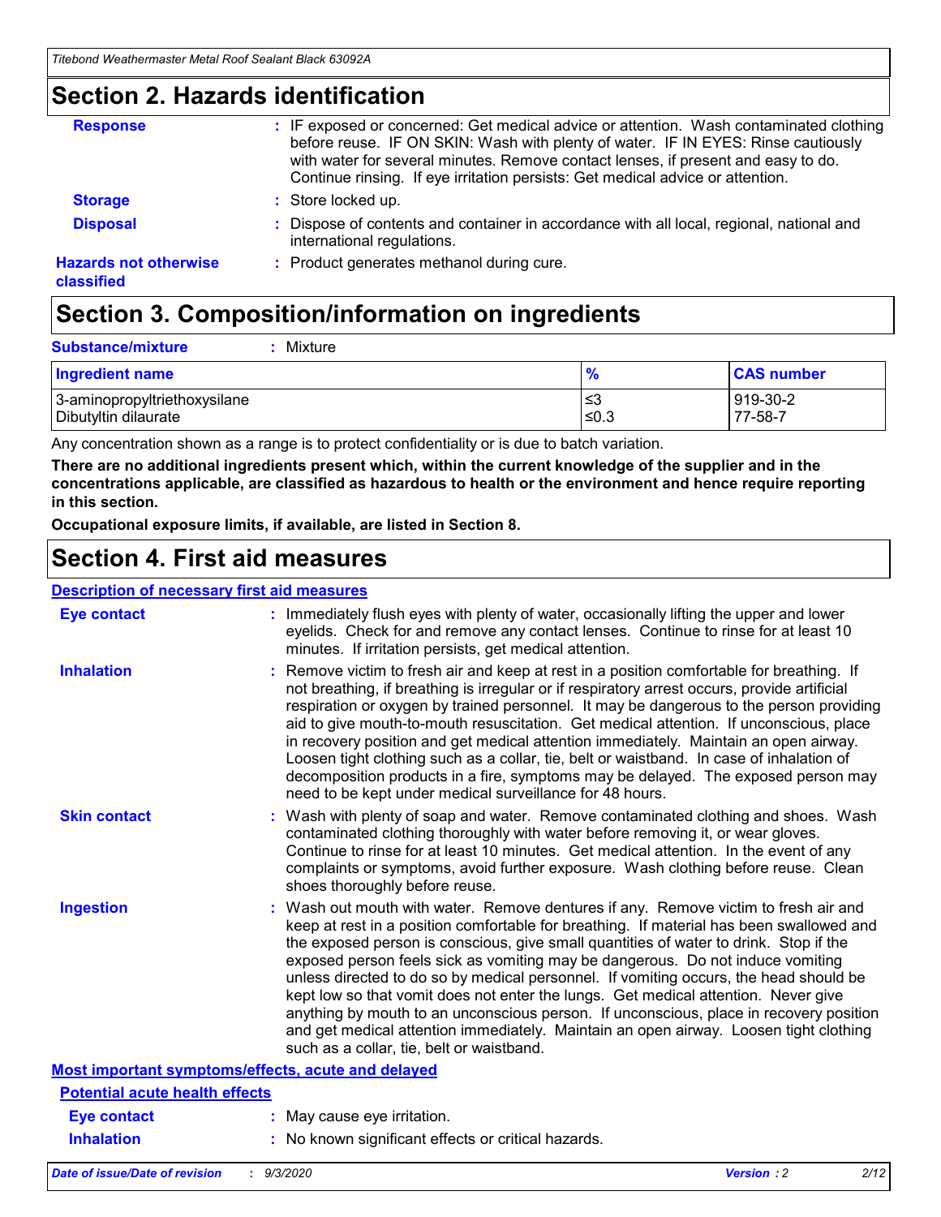## Section 2. Hazards identification

**Response** : IF exposed or concerned: Get medical advice or attention. Wash contaminated clothing before reuse. IF ON SKIN: Wash with plenty of water. IF IN EYES: Rinse cautiously with water for several minutes. Remove contact lenses, if present and easy to do. Continue rinsing. If eye irritation persists: Get medical advice or attention.

**Storage** : Store locked up.

**Disposal** : Dispose of contents and container in accordance with all local, regional, national and international regulations.

**Hazards not otherwise classified** : Product generates methanol during cure.

## Section 3. Composition/information on ingredients

**Substance/mixture** : Mixture

| Ingredient name | % | CAS number |
|---|---|---|
| 3-aminopropyltriethoxysilane | ≤3 | 919-30-2 |
| Dibutyltin dilaurate | ≤0.3 | 77-58-7 |

Any concentration shown as a range is to protect confidentiality or is due to batch variation.

**There are no additional ingredients present which, within the current knowledge of the supplier and in the concentrations applicable, are classified as hazardous to health or the environment and hence require reporting in this section.**

**Occupational exposure limits, if available, are listed in Section 8.**

## Section 4. First aid measures

### Description of necessary first aid measures

**Eye contact** : Immediately flush eyes with plenty of water, occasionally lifting the upper and lower eyelids. Check for and remove any contact lenses. Continue to rinse for at least 10 minutes. If irritation persists, get medical attention.

**Inhalation** : Remove victim to fresh air and keep at rest in a position comfortable for breathing. If not breathing, if breathing is irregular or if respiratory arrest occurs, provide artificial respiration or oxygen by trained personnel. It may be dangerous to the person providing aid to give mouth-to-mouth resuscitation. Get medical attention. If unconscious, place in recovery position and get medical attention immediately. Maintain an open airway. Loosen tight clothing such as a collar, tie, belt or waistband. In case of inhalation of decomposition products in a fire, symptoms may be delayed. The exposed person may need to be kept under medical surveillance for 48 hours.

**Skin contact** : Wash with plenty of soap and water. Remove contaminated clothing and shoes. Wash contaminated clothing thoroughly with water before removing it, or wear gloves. Continue to rinse for at least 10 minutes. Get medical attention. In the event of any complaints or symptoms, avoid further exposure. Wash clothing before reuse. Clean shoes thoroughly before reuse.

**Ingestion** : Wash out mouth with water. Remove dentures if any. Remove victim to fresh air and keep at rest in a position comfortable for breathing. If material has been swallowed and the exposed person is conscious, give small quantities of water to drink. Stop if the exposed person feels sick as vomiting may be dangerous. Do not induce vomiting unless directed to do so by medical personnel. If vomiting occurs, the head should be kept low so that vomit does not enter the lungs. Get medical attention. Never give anything by mouth to an unconscious person. If unconscious, place in recovery position and get medical attention immediately. Maintain an open airway. Loosen tight clothing such as a collar, tie, belt or waistband.

### Most important symptoms/effects, acute and delayed

#### Potential acute health effects

**Eye contact** : May cause eye irritation.

**Inhalation** : No known significant effects or critical hazards.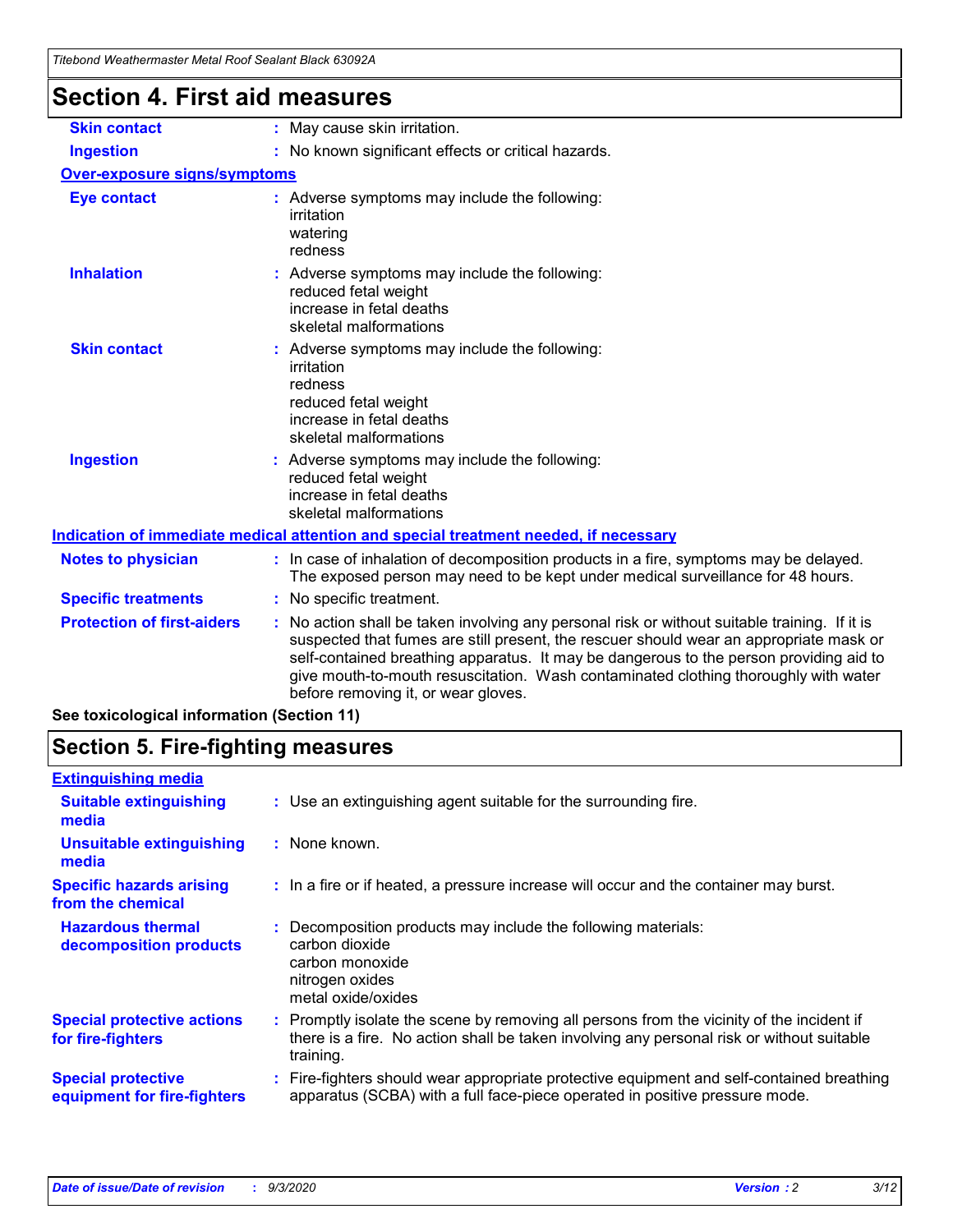# Section 4. First aid measures

| | |
|---|---|
| **Skin contact** | : May cause skin irritation. |
| **Ingestion** | : No known significant effects or critical hazards. |

**Over-exposure signs/symptoms**

| | |
|---|---|
| **Eye contact** | : Adverse symptoms may include the following:<br>irritation<br>watering<br>redness |
| **Inhalation** | : Adverse symptoms may include the following:<br>reduced fetal weight<br>increase in fetal deaths<br>skeletal malformations |
| **Skin contact** | : Adverse symptoms may include the following:<br>irritation<br>redness<br>reduced fetal weight<br>increase in fetal deaths<br>skeletal malformations |
| **Ingestion** | : Adverse symptoms may include the following:<br>reduced fetal weight<br>increase in fetal deaths<br>skeletal malformations |

**Indication of immediate medical attention and special treatment needed, if necessary**

| | |
|---|---|
| **Notes to physician** | : In case of inhalation of decomposition products in a fire, symptoms may be delayed. The exposed person may need to be kept under medical surveillance for 48 hours. |
| **Specific treatments** | : No specific treatment. |
| **Protection of first-aiders** | : No action shall be taken involving any personal risk or without suitable training. If it is suspected that fumes are still present, the rescuer should wear an appropriate mask or self-contained breathing apparatus. It may be dangerous to the person providing aid to give mouth-to-mouth resuscitation. Wash contaminated clothing thoroughly with water before removing it, or wear gloves. |

**See toxicological information (Section 11)**

# Section 5. Fire-fighting measures

**Extinguishing media**

| | |
|---|---|
| **Suitable extinguishing media** | : Use an extinguishing agent suitable for the surrounding fire. |
| **Unsuitable extinguishing media** | : None known. |
| **Specific hazards arising from the chemical** | : In a fire or if heated, a pressure increase will occur and the container may burst. |
| **Hazardous thermal decomposition products** | : Decomposition products may include the following materials:<br>carbon dioxide<br>carbon monoxide<br>nitrogen oxides<br>metal oxide/oxides |
| **Special protective actions for fire-fighters** | : Promptly isolate the scene by removing all persons from the vicinity of the incident if there is a fire. No action shall be taken involving any personal risk or without suitable training. |
| **Special protective equipment for fire-fighters** | : Fire-fighters should wear appropriate protective equipment and self-contained breathing apparatus (SCBA) with a full face-piece operated in positive pressure mode. |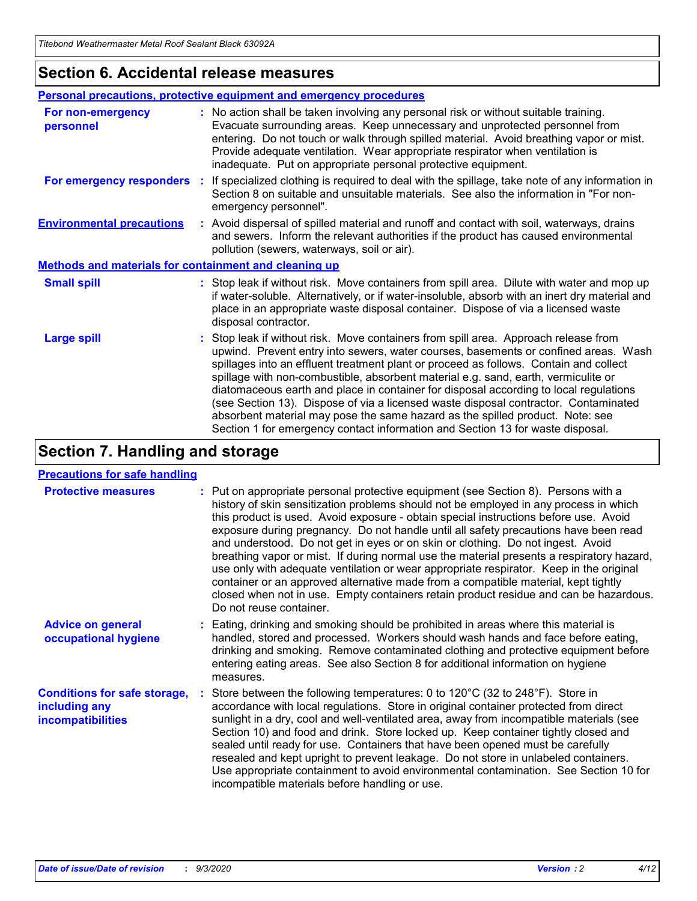## Section 6. Accidental release measures

### Personal precautions, protective equipment and emergency procedures

**For non-emergency personnel** : No action shall be taken involving any personal risk or without suitable training. Evacuate surrounding areas. Keep unnecessary and unprotected personnel from entering. Do not touch or walk through spilled material. Avoid breathing vapor or mist. Provide adequate ventilation. Wear appropriate respirator when ventilation is inadequate. Put on appropriate personal protective equipment.

**For emergency responders** : If specialized clothing is required to deal with the spillage, take note of any information in Section 8 on suitable and unsuitable materials. See also the information in "For non-emergency personnel".

**Environmental precautions** : Avoid dispersal of spilled material and runoff and contact with soil, waterways, drains and sewers. Inform the relevant authorities if the product has caused environmental pollution (sewers, waterways, soil or air).

### Methods and materials for containment and cleaning up

**Small spill** : Stop leak if without risk. Move containers from spill area. Dilute with water and mop up if water-soluble. Alternatively, or if water-insoluble, absorb with an inert dry material and place in an appropriate waste disposal container. Dispose of via a licensed waste disposal contractor.

**Large spill** : Stop leak if without risk. Move containers from spill area. Approach release from upwind. Prevent entry into sewers, water courses, basements or confined areas. Wash spillages into an effluent treatment plant or proceed as follows. Contain and collect spillage with non-combustible, absorbent material e.g. sand, earth, vermiculite or diatomaceous earth and place in container for disposal according to local regulations (see Section 13). Dispose of via a licensed waste disposal contractor. Contaminated absorbent material may pose the same hazard as the spilled product. Note: see Section 1 for emergency contact information and Section 13 for waste disposal.

## Section 7. Handling and storage

### Precautions for safe handling

**Protective measures** : Put on appropriate personal protective equipment (see Section 8). Persons with a history of skin sensitization problems should not be employed in any process in which this product is used. Avoid exposure - obtain special instructions before use. Avoid exposure during pregnancy. Do not handle until all safety precautions have been read and understood. Do not get in eyes or on skin or clothing. Do not ingest. Avoid breathing vapor or mist. If during normal use the material presents a respiratory hazard, use only with adequate ventilation or wear appropriate respirator. Keep in the original container or an approved alternative made from a compatible material, kept tightly closed when not in use. Empty containers retain product residue and can be hazardous. Do not reuse container.

**Advice on general occupational hygiene** : Eating, drinking and smoking should be prohibited in areas where this material is handled, stored and processed. Workers should wash hands and face before eating, drinking and smoking. Remove contaminated clothing and protective equipment before entering eating areas. See also Section 8 for additional information on hygiene measures.

**Conditions for safe storage, including any incompatibilities** : Store between the following temperatures: 0 to 120°C (32 to 248°F). Store in accordance with local regulations. Store in original container protected from direct sunlight in a dry, cool and well-ventilated area, away from incompatible materials (see Section 10) and food and drink. Store locked up. Keep container tightly closed and sealed until ready for use. Containers that have been opened must be carefully resealed and kept upright to prevent leakage. Do not store in unlabeled containers. Use appropriate containment to avoid environmental contamination. See Section 10 for incompatible materials before handling or use.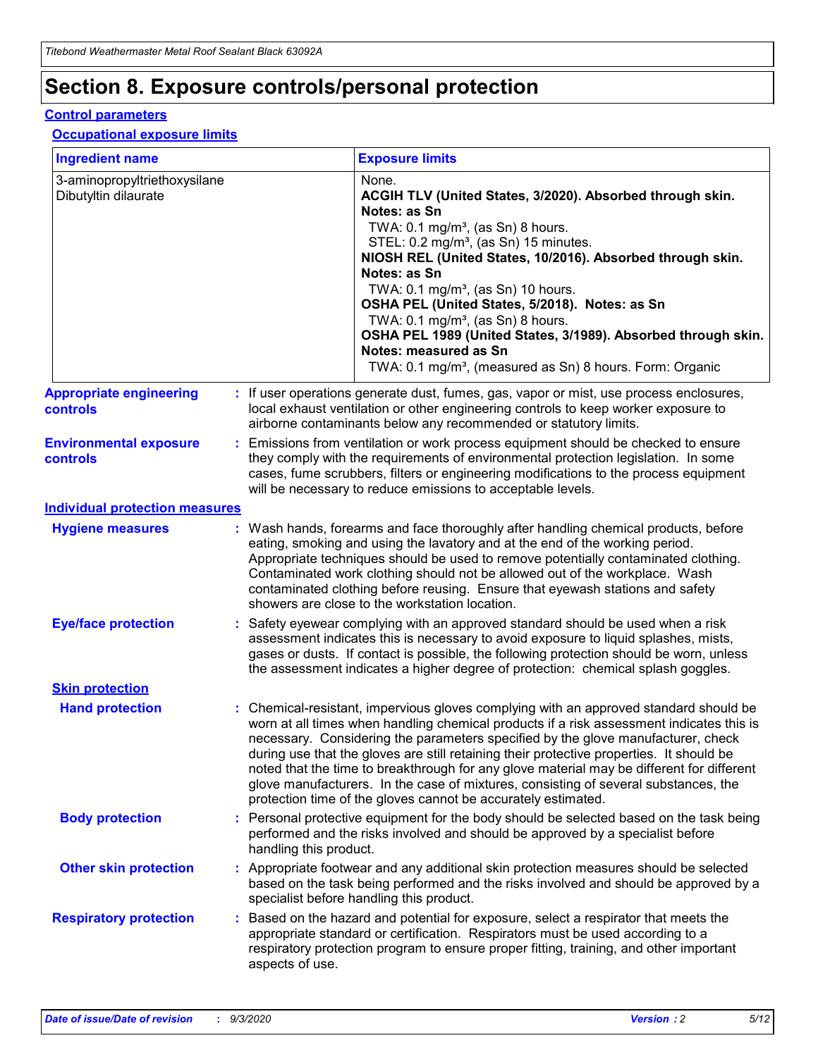# Section 8. Exposure controls/personal protection

## Control parameters

### Occupational exposure limits

| Ingredient name | Exposure limits |
|---|---|
| 3-aminopropyltriethoxysilane | None. |
| Dibutyltin dilaurate | **ACGIH TLV (United States, 3/2020). Absorbed through skin. Notes: as Sn**<br>TWA: 0.1 mg/m³, (as Sn) 8 hours.<br>STEL: 0.2 mg/m³, (as Sn) 15 minutes.<br>**NIOSH REL (United States, 10/2016). Absorbed through skin. Notes: as Sn**<br>TWA: 0.1 mg/m³, (as Sn) 10 hours.<br>**OSHA PEL (United States, 5/2018). Notes: as Sn**<br>TWA: 0.1 mg/m³, (as Sn) 8 hours.<br>**OSHA PEL 1989 (United States, 3/1989). Absorbed through skin. Notes: measured as Sn**<br>TWA: 0.1 mg/m³, (measured as Sn) 8 hours. Form: Organic |

**Appropriate engineering controls** : If user operations generate dust, fumes, gas, vapor or mist, use process enclosures, local exhaust ventilation or other engineering controls to keep worker exposure to airborne contaminants below any recommended or statutory limits.

**Environmental exposure controls** : Emissions from ventilation or work process equipment should be checked to ensure they comply with the requirements of environmental protection legislation. In some cases, fume scrubbers, filters or engineering modifications to the process equipment will be necessary to reduce emissions to acceptable levels.

## Individual protection measures

**Hygiene measures** : Wash hands, forearms and face thoroughly after handling chemical products, before eating, smoking and using the lavatory and at the end of the working period. Appropriate techniques should be used to remove potentially contaminated clothing. Contaminated work clothing should not be allowed out of the workplace. Wash contaminated clothing before reusing. Ensure that eyewash stations and safety showers are close to the workstation location.

**Eye/face protection** : Safety eyewear complying with an approved standard should be used when a risk assessment indicates this is necessary to avoid exposure to liquid splashes, mists, gases or dusts. If contact is possible, the following protection should be worn, unless the assessment indicates a higher degree of protection: chemical splash goggles.

### Skin protection

**Hand protection** : Chemical-resistant, impervious gloves complying with an approved standard should be worn at all times when handling chemical products if a risk assessment indicates this is necessary. Considering the parameters specified by the glove manufacturer, check during use that the gloves are still retaining their protective properties. It should be noted that the time to breakthrough for any glove material may be different for different glove manufacturers. In the case of mixtures, consisting of several substances, the protection time of the gloves cannot be accurately estimated.

**Body protection** : Personal protective equipment for the body should be selected based on the task being performed and the risks involved and should be approved by a specialist before handling this product.

**Other skin protection** : Appropriate footwear and any additional skin protection measures should be selected based on the task being performed and the risks involved and should be approved by a specialist before handling this product.

**Respiratory protection** : Based on the hazard and potential for exposure, select a respirator that meets the appropriate standard or certification. Respirators must be used according to a respiratory protection program to ensure proper fitting, training, and other important aspects of use.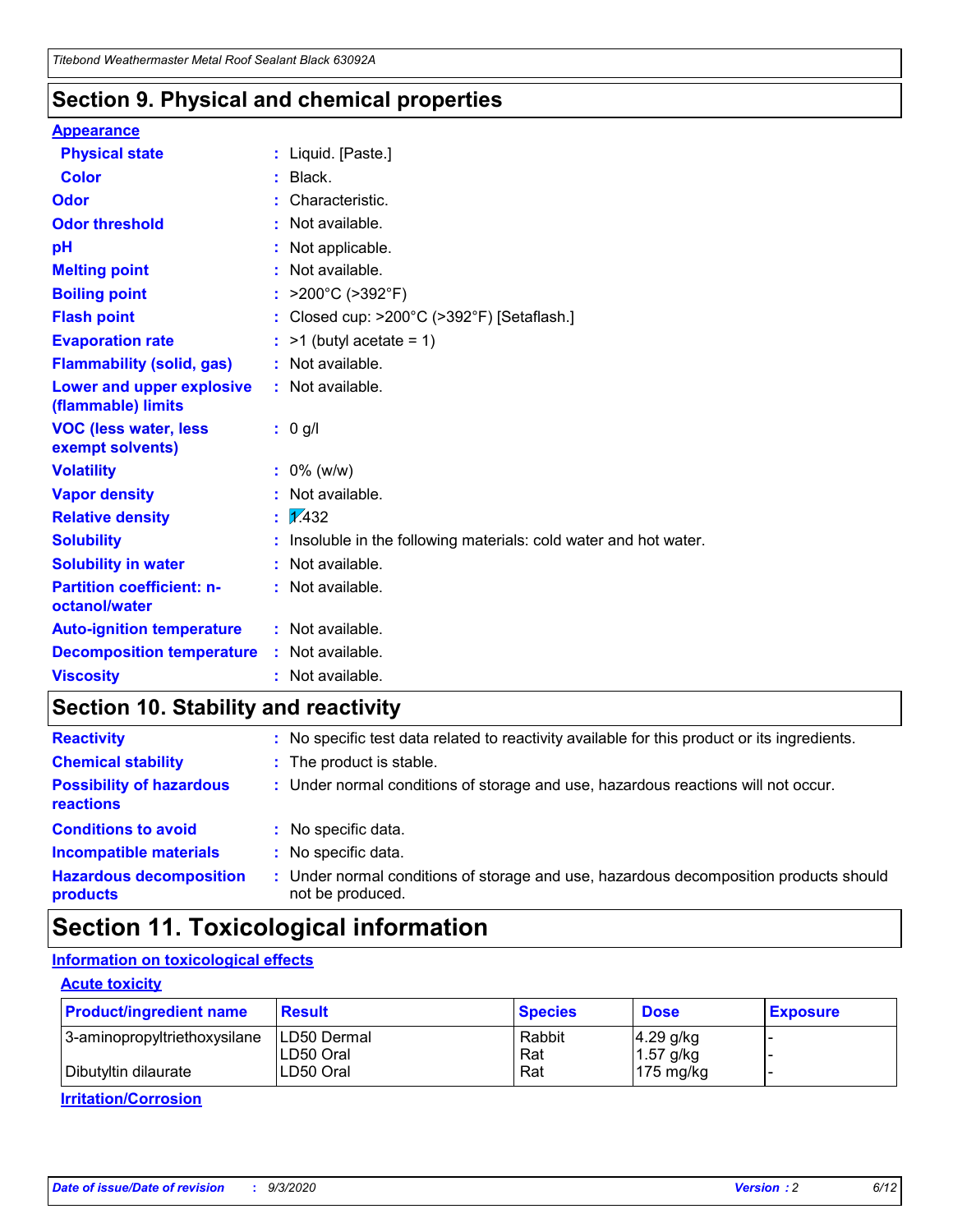## Section 9. Physical and chemical properties

**Appearance**

| | |
|---|---|
| **Physical state** | : Liquid. [Paste.] |
| **Color** | : Black. |
| **Odor** | : Characteristic. |
| **Odor threshold** | : Not available. |
| **pH** | : Not applicable. |
| **Melting point** | : Not available. |
| **Boiling point** | : >200°C (>392°F) |
| **Flash point** | : Closed cup: >200°C (>392°F) [Setaflash.] |
| **Evaporation rate** | : >1 (butyl acetate = 1) |
| **Flammability (solid, gas)** | : Not available. |
| **Lower and upper explosive (flammable) limits** | : Not available. |
| **VOC (less water, less exempt solvents)** | : 0 g/l |
| **Volatility** | : 0% (w/w) |
| **Vapor density** | : Not available. |
| **Relative density** | : 1.432 |
| **Solubility** | : Insoluble in the following materials: cold water and hot water. |
| **Solubility in water** | : Not available. |
| **Partition coefficient: n-octanol/water** | : Not available. |
| **Auto-ignition temperature** | : Not available. |
| **Decomposition temperature** | : Not available. |
| **Viscosity** | : Not available. |

## Section 10. Stability and reactivity

| | |
|---|---|
| **Reactivity** | : No specific test data related to reactivity available for this product or its ingredients. |
| **Chemical stability** | : The product is stable. |
| **Possibility of hazardous reactions** | : Under normal conditions of storage and use, hazardous reactions will not occur. |
| **Conditions to avoid** | : No specific data. |
| **Incompatible materials** | : No specific data. |
| **Hazardous decomposition products** | : Under normal conditions of storage and use, hazardous decomposition products should not be produced. |

## Section 11. Toxicological information

**Information on toxicological effects**

**Acute toxicity**

| Product/ingredient name | Result | Species | Dose | Exposure |
|---|---|---|---|---|
| 3-aminopropyltriethoxysilane | LD50 Dermal | Rabbit | 4.29 g/kg | - |
| | LD50 Oral | Rat | 1.57 g/kg | - |
| Dibutyltin dilaurate | LD50 Oral | Rat | 175 mg/kg | - |

**Irritation/Corrosion**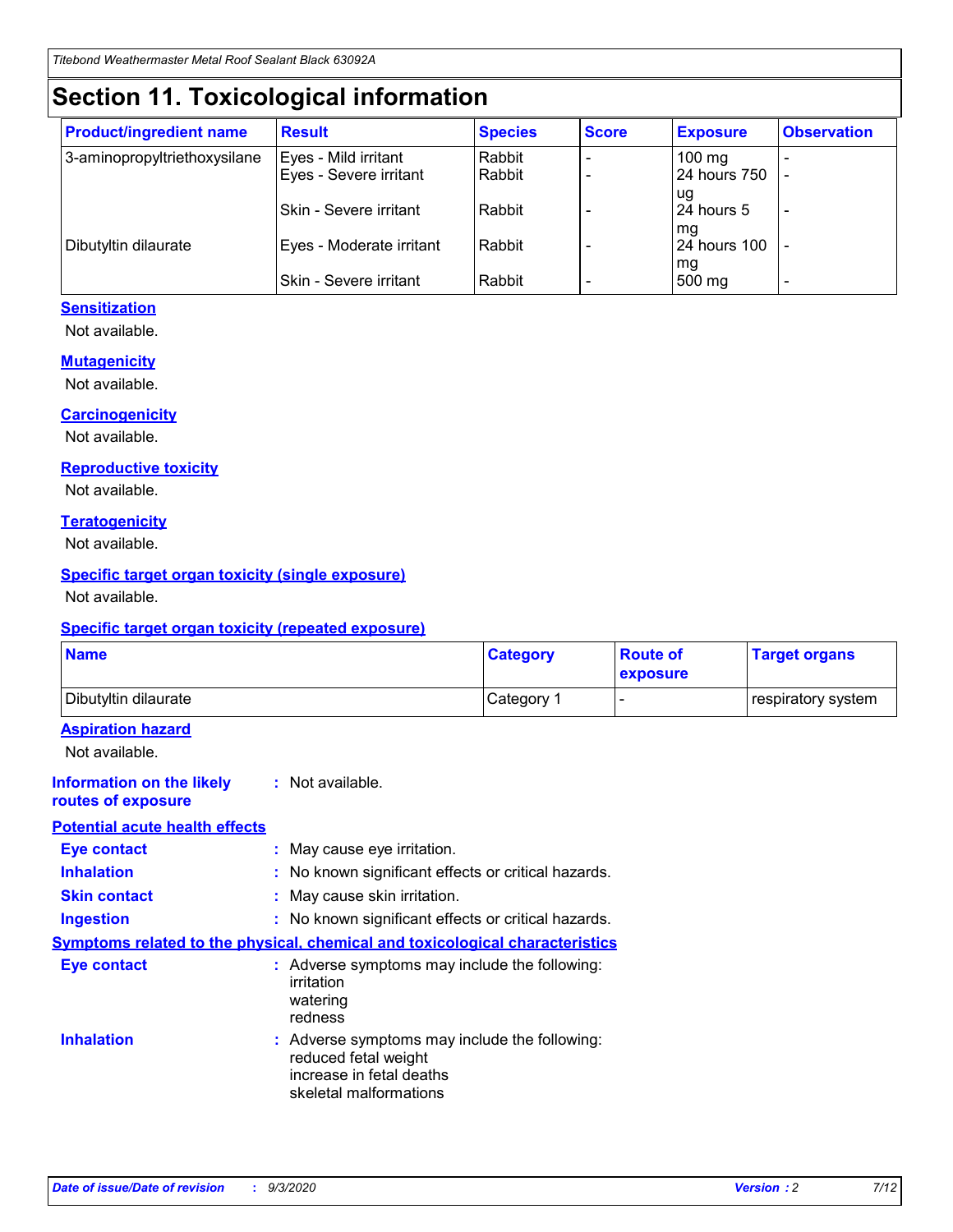# Section 11. Toxicological information

| Product/ingredient name | Result | Species | Score | Exposure | Observation |
|---|---|---|---|---|---|
| 3-aminopropyltriethoxysilane | Eyes - Mild irritant | Rabbit | - | 100 mg | - |
| | Eyes - Severe irritant | Rabbit | - | 24 hours 750 ug | - |
| | Skin - Severe irritant | Rabbit | - | 24 hours 5 mg | - |
| Dibutyltin dilaurate | Eyes - Moderate irritant | Rabbit | - | 24 hours 100 mg | - |
| | Skin - Severe irritant | Rabbit | - | 500 mg | - |

**Sensitization**

Not available.

**Mutagenicity**

Not available.

**Carcinogenicity**

Not available.

**Reproductive toxicity**

Not available.

**Teratogenicity**

Not available.

**Specific target organ toxicity (single exposure)**

Not available.

**Specific target organ toxicity (repeated exposure)**

| Name | Category | Route of exposure | Target organs |
|---|---|---|---|
| Dibutyltin dilaurate | Category 1 | - | respiratory system |

**Aspiration hazard**

Not available.

**Information on the likely routes of exposure** : Not available.

**Potential acute health effects**

**Eye contact** : May cause eye irritation.

**Inhalation** : No known significant effects or critical hazards.

**Skin contact** : May cause skin irritation.

**Ingestion** : No known significant effects or critical hazards.

**Symptoms related to the physical, chemical and toxicological characteristics**

**Eye contact** : Adverse symptoms may include the following:
irritation
watering
redness

**Inhalation** : Adverse symptoms may include the following:
reduced fetal weight
increase in fetal deaths
skeletal malformations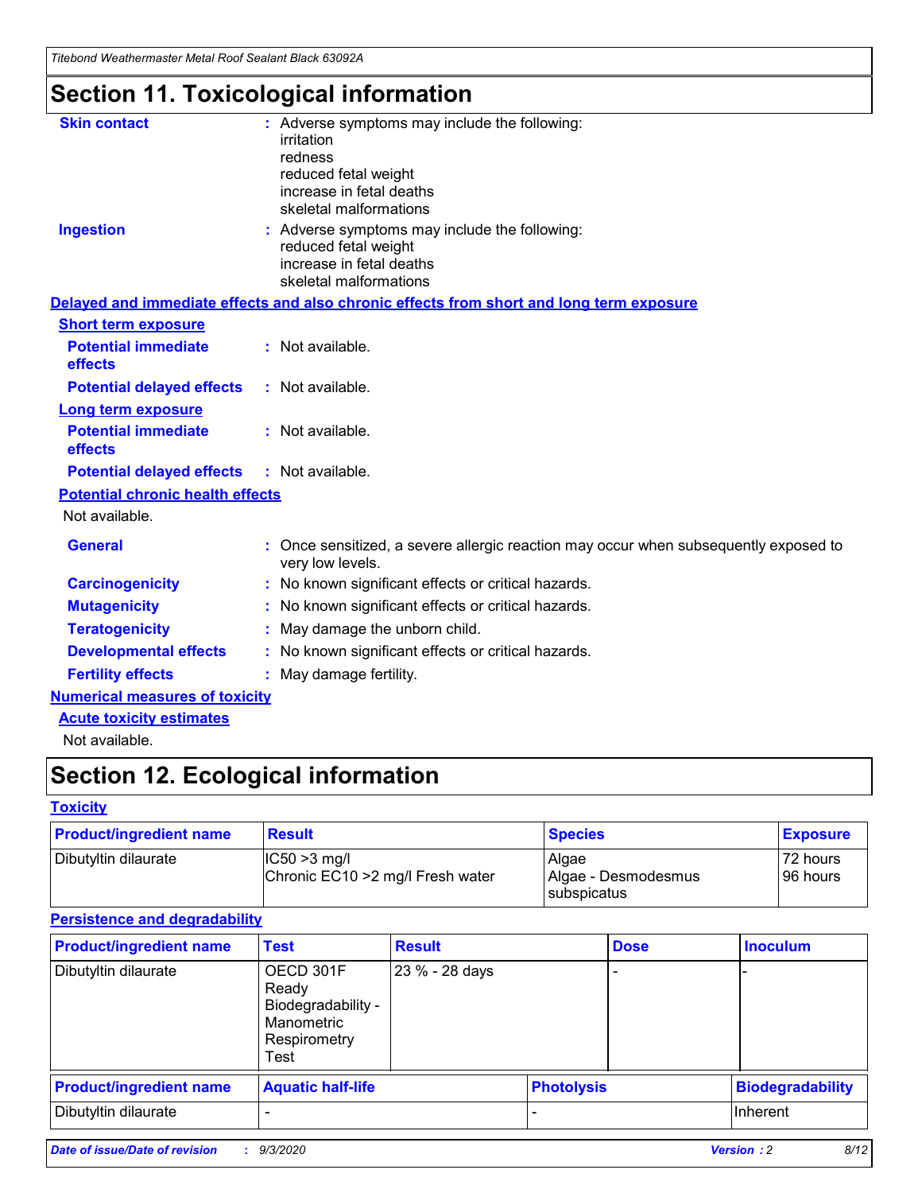# Section 11. Toxicological information

**Skin contact** : Adverse symptoms may include the following:
irritation
redness
reduced fetal weight
increase in fetal deaths
skeletal malformations

**Ingestion** : Adverse symptoms may include the following:
reduced fetal weight
increase in fetal deaths
skeletal malformations

**Delayed and immediate effects and also chronic effects from short and long term exposure**

**Short term exposure**

**Potential immediate effects** : Not available.

**Potential delayed effects** : Not available.

**Long term exposure**

**Potential immediate effects** : Not available.

**Potential delayed effects** : Not available.

**Potential chronic health effects**

Not available.

**General** : Once sensitized, a severe allergic reaction may occur when subsequently exposed to very low levels.

**Carcinogenicity** : No known significant effects or critical hazards.

**Mutagenicity** : No known significant effects or critical hazards.

**Teratogenicity** : May damage the unborn child.

**Developmental effects** : No known significant effects or critical hazards.

**Fertility effects** : May damage fertility.

**Numerical measures of toxicity**

**Acute toxicity estimates**

Not available.

# Section 12. Ecological information

**Toxicity**

| Product/ingredient name | Result | Species | Exposure |
|---|---|---|---|
| Dibutyltin dilaurate | IC50 >3 mg/l<br>Chronic EC10 >2 mg/l Fresh water | Algae<br>Algae - Desmodesmus subspicatus | 72 hours<br>96 hours |

**Persistence and degradability**

| Product/ingredient name | Test | Result | Dose | Inoculum |
|---|---|---|---|---|
| Dibutyltin dilaurate | OECD 301F Ready Biodegradability - Manometric Respirometry Test | 23 % - 28 days | - | - |

| Product/ingredient name | Aquatic half-life | Photolysis | Biodegradability |
|---|---|---|---|
| Dibutyltin dilaurate | - | - | Inherent |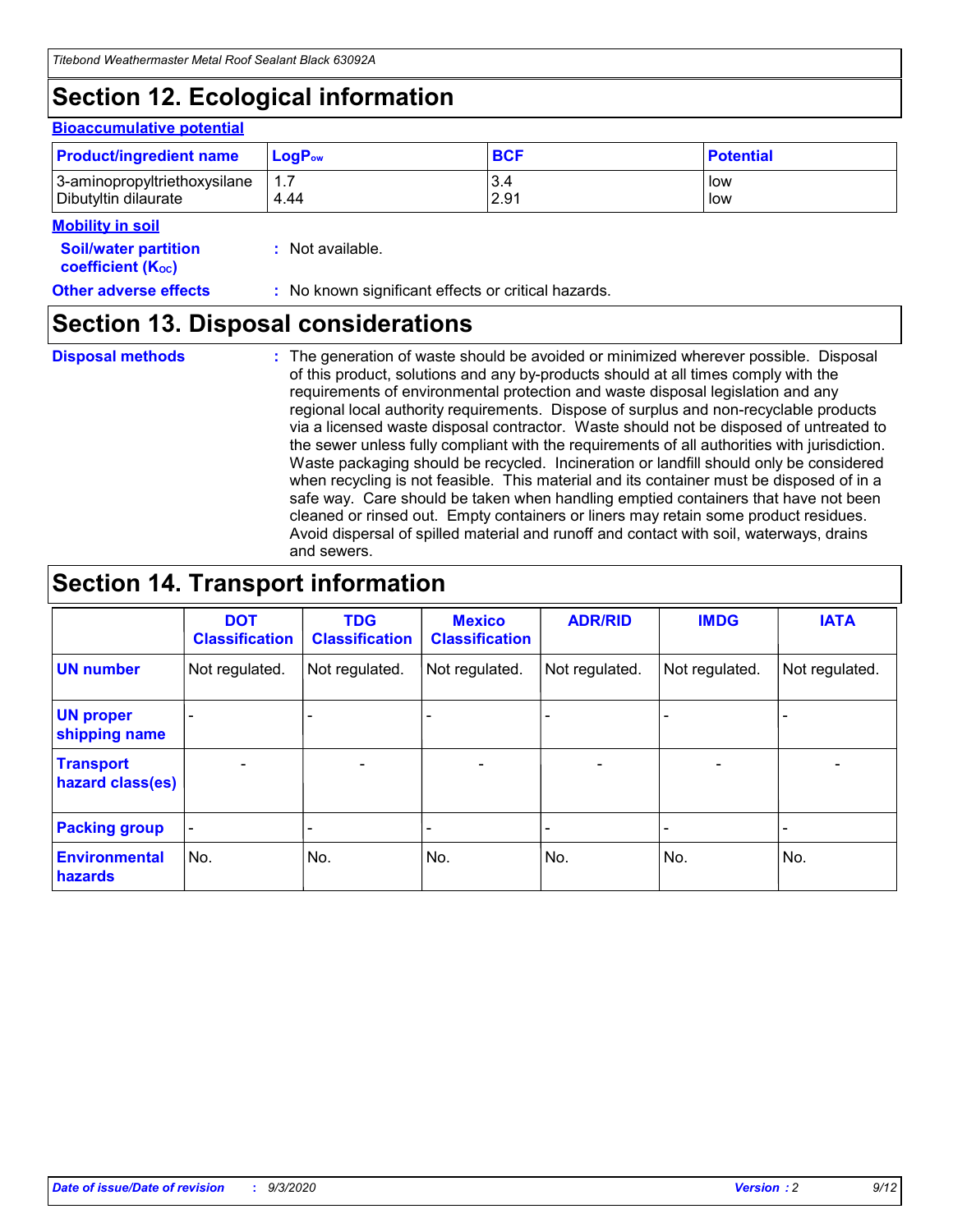# Section 12. Ecological information

### Bioaccumulative potential

| Product/ingredient name | $LogP_{ow}$ | BCF | Potential |
|---|---|---|---|
| 3-aminopropyltriethoxysilane | 1.7 | 3.4 | low |
| Dibutyltin dilaurate | 4.44 | 2.91 | low |

### Mobility in soil

**Soil/water partition coefficient ($K_{OC}$)** : Not available.

**Other adverse effects** : No known significant effects or critical hazards.

# Section 13. Disposal considerations

**Disposal methods** : The generation of waste should be avoided or minimized wherever possible. Disposal of this product, solutions and any by-products should at all times comply with the requirements of environmental protection and waste disposal legislation and any regional local authority requirements. Dispose of surplus and non-recyclable products via a licensed waste disposal contractor. Waste should not be disposed of untreated to the sewer unless fully compliant with the requirements of all authorities with jurisdiction. Waste packaging should be recycled. Incineration or landfill should only be considered when recycling is not feasible. This material and its container must be disposed of in a safe way. Care should be taken when handling emptied containers that have not been cleaned or rinsed out. Empty containers or liners may retain some product residues. Avoid dispersal of spilled material and runoff and contact with soil, waterways, drains and sewers.

# Section 14. Transport information

| | DOT Classification | TDG Classification | Mexico Classification | ADR/RID | IMDG | IATA |
|---|---|---|---|---|---|---|
| **UN number** | Not regulated. | Not regulated. | Not regulated. | Not regulated. | Not regulated. | Not regulated. |
| **UN proper shipping name** | - | - | - | - | - | - |
| **Transport hazard class(es)** | - | - | - | - | - | - |
| **Packing group** | - | - | - | - | - | - |
| **Environmental hazards** | No. | No. | No. | No. | No. | No. |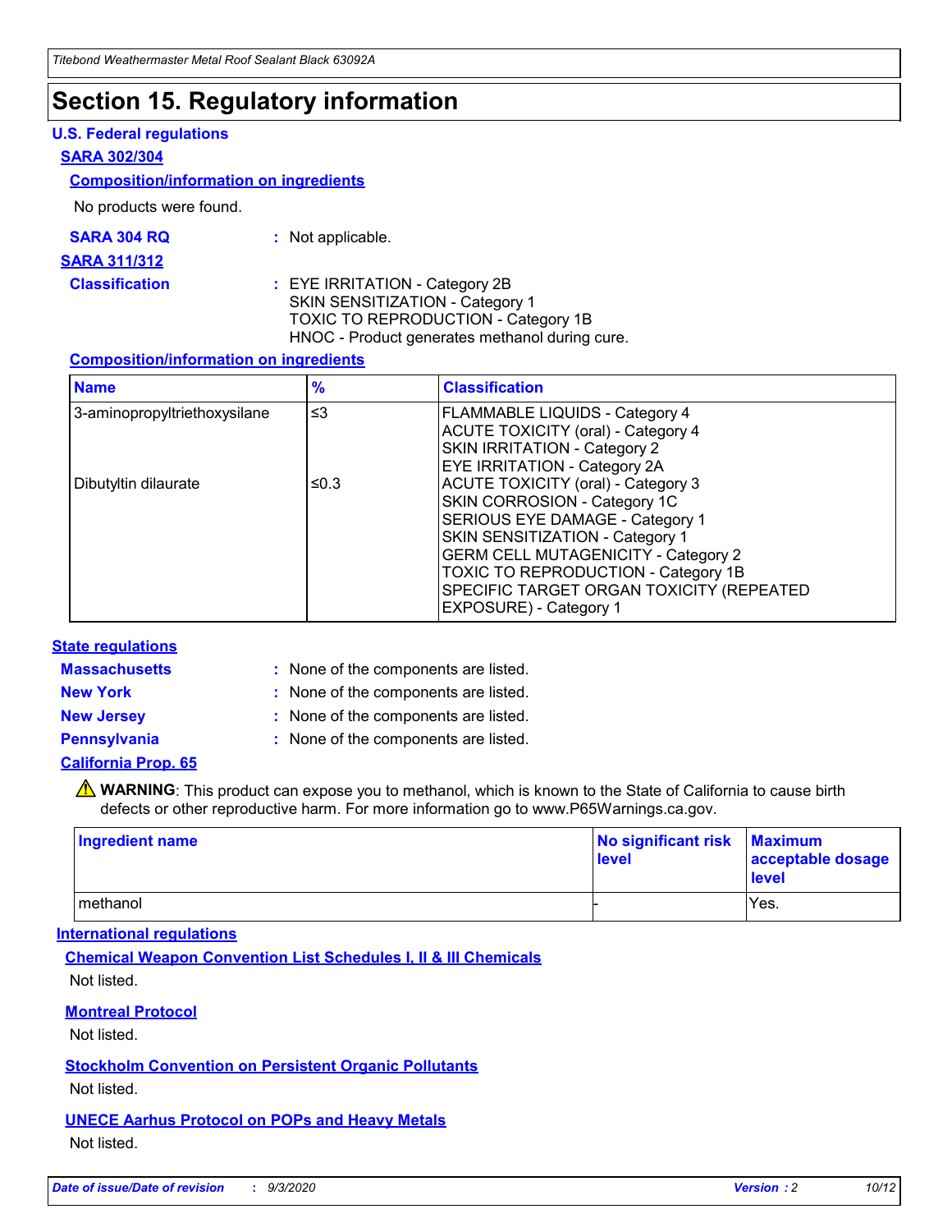# Section 15. Regulatory information

## U.S. Federal regulations

### SARA 302/304

#### Composition/information on ingredients

No products were found.

**SARA 304 RQ** : Not applicable.

### SARA 311/312

**Classification** : EYE IRRITATION - Category 2B
SKIN SENSITIZATION - Category 1
TOXIC TO REPRODUCTION - Category 1B
HNOC - Product generates methanol during cure.

#### Composition/information on ingredients

| Name | % | Classification |
|---|---|---|
| 3-aminopropyltriethoxysilane | ≤3 | FLAMMABLE LIQUIDS - Category 4<br>ACUTE TOXICITY (oral) - Category 4<br>SKIN IRRITATION - Category 2<br>EYE IRRITATION - Category 2A |
| Dibutyltin dilaurate | ≤0.3 | ACUTE TOXICITY (oral) - Category 3<br>SKIN CORROSION - Category 1C<br>SERIOUS EYE DAMAGE - Category 1<br>SKIN SENSITIZATION - Category 1<br>GERM CELL MUTAGENICITY - Category 2<br>TOXIC TO REPRODUCTION - Category 1B<br>SPECIFIC TARGET ORGAN TOXICITY (REPEATED EXPOSURE) - Category 1 |

## State regulations

**Massachusetts** : None of the components are listed.

**New York** : None of the components are listed.

**New Jersey** : None of the components are listed.

**Pennsylvania** : None of the components are listed.

### California Prop. 65

⚠ **WARNING**: This product can expose you to methanol, which is known to the State of California to cause birth defects or other reproductive harm. For more information go to www.P65Warnings.ca.gov.

| Ingredient name | No significant risk level | Maximum acceptable dosage level |
|---|---|---|
| methanol | - | Yes. |

## International regulations

### Chemical Weapon Convention List Schedules I, II & III Chemicals

Not listed.

### Montreal Protocol

Not listed.

### Stockholm Convention on Persistent Organic Pollutants

Not listed.

### UNECE Aarhus Protocol on POPs and Heavy Metals

Not listed.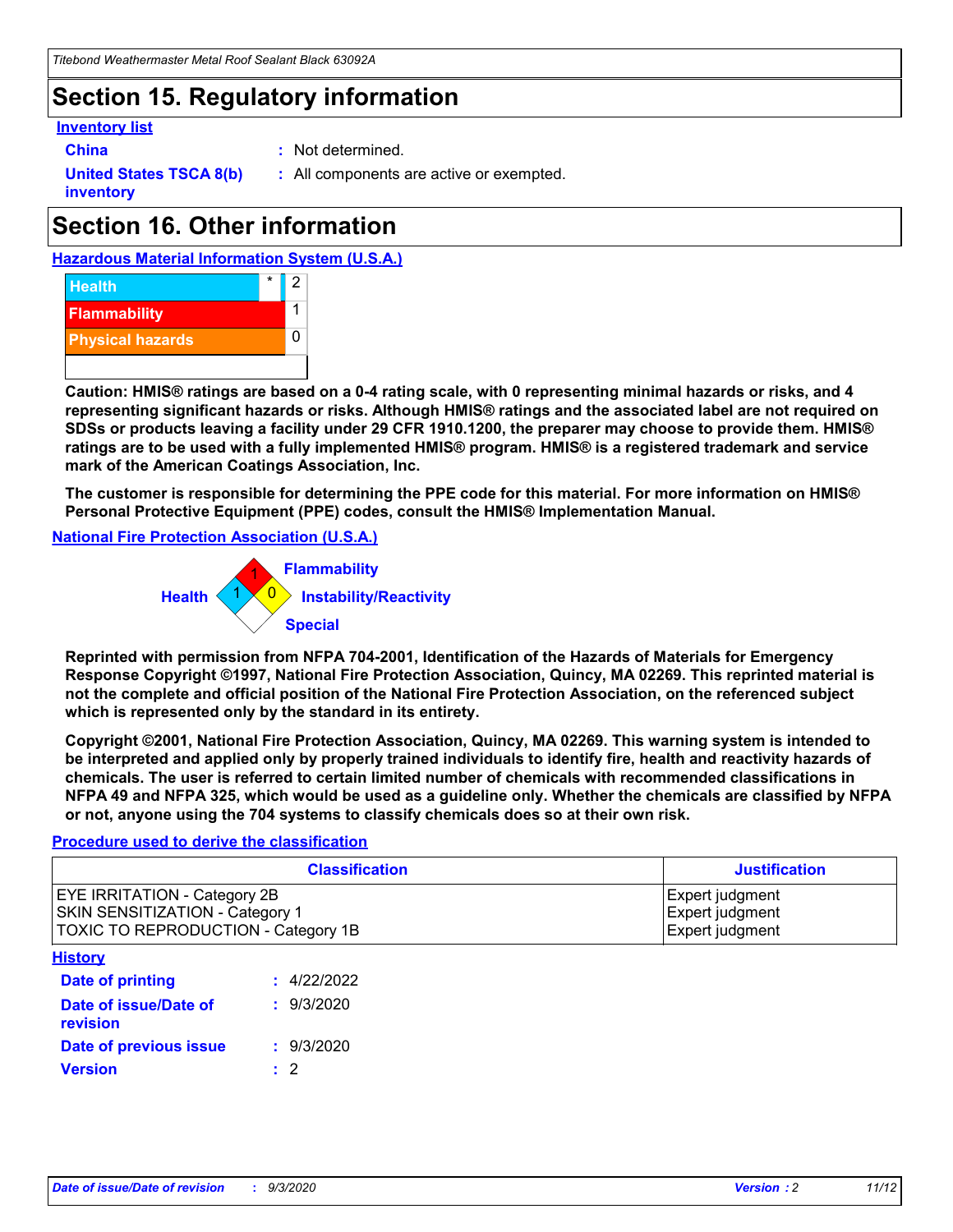## Section 15. Regulatory information

**Inventory list**

**China** : Not determined.

**United States TSCA 8(b) inventory** : All components are active or exempted.

## Section 16. Other information

**Hazardous Material Information System (U.S.A.)**

| | | |
|---|---|---|
| Health | * | 2 |
| Flammability | | 1 |
| Physical hazards | | 0 |

**Caution: HMIS® ratings are based on a 0-4 rating scale, with 0 representing minimal hazards or risks, and 4 representing significant hazards or risks. Although HMIS® ratings and the associated label are not required on SDSs or products leaving a facility under 29 CFR 1910.1200, the preparer may choose to provide them. HMIS® ratings are to be used with a fully implemented HMIS® program. HMIS® is a registered trademark and service mark of the American Coatings Association, Inc.**

**The customer is responsible for determining the PPE code for this material. For more information on HMIS® Personal Protective Equipment (PPE) codes, consult the HMIS® Implementation Manual.**

**National Fire Protection Association (U.S.A.)**

Flammability: 1
Health: 1
Instability/Reactivity: 0
Special:

**Reprinted with permission from NFPA 704-2001, Identification of the Hazards of Materials for Emergency Response Copyright ©1997, National Fire Protection Association, Quincy, MA 02269. This reprinted material is not the complete and official position of the National Fire Protection Association, on the referenced subject which is represented only by the standard in its entirety.**

**Copyright ©2001, National Fire Protection Association, Quincy, MA 02269. This warning system is intended to be interpreted and applied only by properly trained individuals to identify fire, health and reactivity hazards of chemicals. The user is referred to certain limited number of chemicals with recommended classifications in NFPA 49 and NFPA 325, which would be used as a guideline only. Whether the chemicals are classified by NFPA or not, anyone using the 704 systems to classify chemicals does so at their own risk.**

**Procedure used to derive the classification**

| Classification | Justification |
|---|---|
| EYE IRRITATION - Category 2B | Expert judgment |
| SKIN SENSITIZATION - Category 1 | Expert judgment |
| TOXIC TO REPRODUCTION - Category 1B | Expert judgment |

**History**

**Date of printing** : 4/22/2022

**Date of issue/Date of revision** : 9/3/2020

**Date of previous issue** : 9/3/2020

**Version** : 2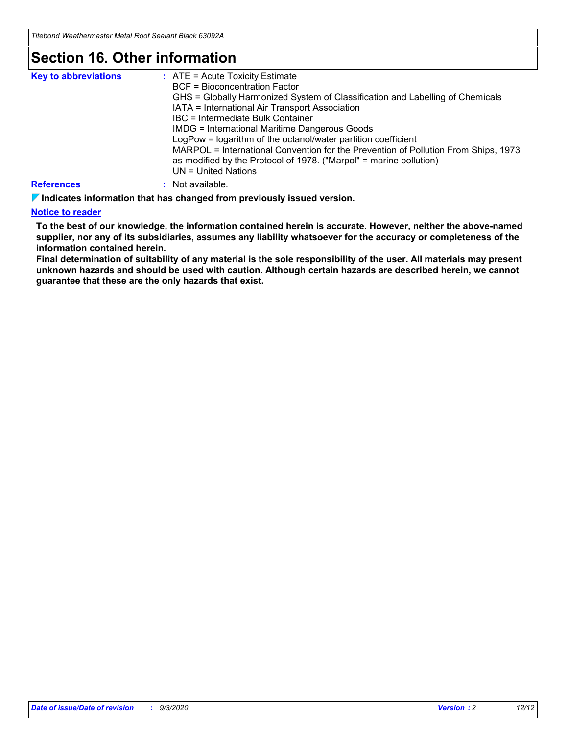# Section 16. Other information

**Key to abbreviations** : ATE = Acute Toxicity Estimate
BCF = Bioconcentration Factor
GHS = Globally Harmonized System of Classification and Labelling of Chemicals
IATA = International Air Transport Association
IBC = Intermediate Bulk Container
IMDG = International Maritime Dangerous Goods
LogPow = logarithm of the octanol/water partition coefficient
MARPOL = International Convention for the Prevention of Pollution From Ships, 1973 as modified by the Protocol of 1978. ("Marpol" = marine pollution)
UN = United Nations

**References** : Not available.

**Indicates information that has changed from previously issued version.**

**Notice to reader**

**To the best of our knowledge, the information contained herein is accurate. However, neither the above-named supplier, nor any of its subsidiaries, assumes any liability whatsoever for the accuracy or completeness of the information contained herein.**

**Final determination of suitability of any material is the sole responsibility of the user. All materials may present unknown hazards and should be used with caution. Although certain hazards are described herein, we cannot guarantee that these are the only hazards that exist.**